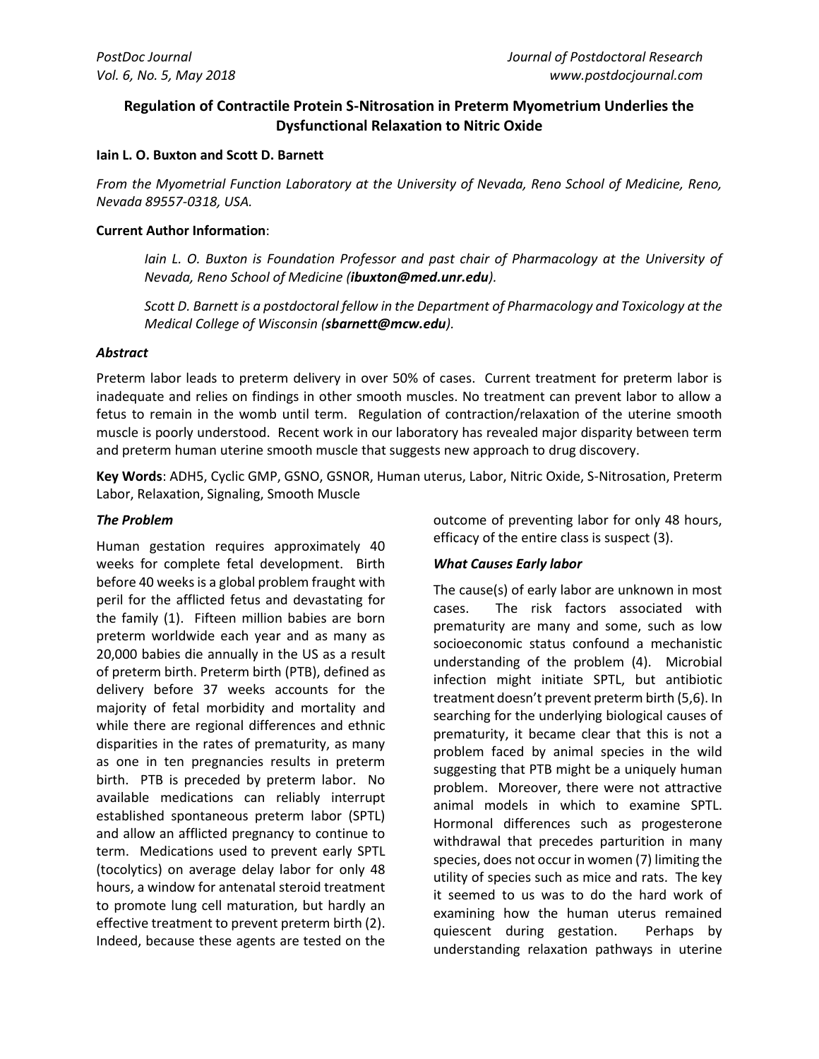# Regulation of Contractile Protein S-Nitrosation in Preterm Myometrium Underlies the Dysfunctional Relaxation to Nitric Oxide

**Iain L. O. Buxton and Scott D. Barnett**

*From the Myometrial Function Laboratory at the University of Nevada, Reno School of Medicine, Reno, Nevada 89557-0318, USA.*

**Current Author Information**:

*Iain L. O. Buxton is Foundation Professor and past chair of Pharmacology at the University of Nevada, Reno School of Medicine (**ibuxton@med.unr.edu**).*

*Scott D. Barnett is a postdoctoral fellow in the Department of Pharmacology and Toxicology at the Medical College of Wisconsin (**sbarnett@mcw.edu**).*

### *Abstract*

Preterm labor leads to preterm delivery in over 50% of cases. Current treatment for preterm labor is inadequate and relies on findings in other smooth muscles. No treatment can prevent labor to allow a fetus to remain in the womb until term. Regulation of contraction/relaxation of the uterine smooth muscle is poorly understood. Recent work in our laboratory has revealed major disparity between term and preterm human uterine smooth muscle that suggests new approach to drug discovery.

**Key Words**: ADH5, Cyclic GMP, GSNO, GSNOR, Human uterus, Labor, Nitric Oxide, S-Nitrosation, Preterm Labor, Relaxation, Signaling, Smooth Muscle

### *The Problem*

Human gestation requires approximately 40 weeks for complete fetal development. Birth before 40 weeks is a global problem fraught with peril for the afflicted fetus and devastating for the family (1). Fifteen million babies are born preterm worldwide each year and as many as 20,000 babies die annually in the US as a result of preterm birth. Preterm birth (PTB), defined as delivery before 37 weeks accounts for the majority of fetal morbidity and mortality and while there are regional differences and ethnic disparities in the rates of prematurity, as many as one in ten pregnancies results in preterm birth. PTB is preceded by preterm labor. No available medications can reliably interrupt established spontaneous preterm labor (SPTL) and allow an afflicted pregnancy to continue to term. Medications used to prevent early SPTL (tocolytics) on average delay labor for only 48 hours, a window for antenatal steroid treatment to promote lung cell maturation, but hardly an effective treatment to prevent preterm birth (2). Indeed, because these agents are tested on the outcome of preventing labor for only 48 hours, efficacy of the entire class is suspect (3).

### *What Causes Early labor*

The cause(s) of early labor are unknown in most cases. The risk factors associated with prematurity are many and some, such as low socioeconomic status confound a mechanistic understanding of the problem (4). Microbial infection might initiate SPTL, but antibiotic treatment doesn't prevent preterm birth (5,6). In searching for the underlying biological causes of prematurity, it became clear that this is not a problem faced by animal species in the wild suggesting that PTB might be a uniquely human problem. Moreover, there were not attractive animal models in which to examine SPTL. Hormonal differences such as progesterone withdrawal that precedes parturition in many species, does not occur in women (7) limiting the utility of species such as mice and rats. The key it seemed to us was to do the hard work of examining how the human uterus remained quiescent during gestation. Perhaps by understanding relaxation pathways in uterine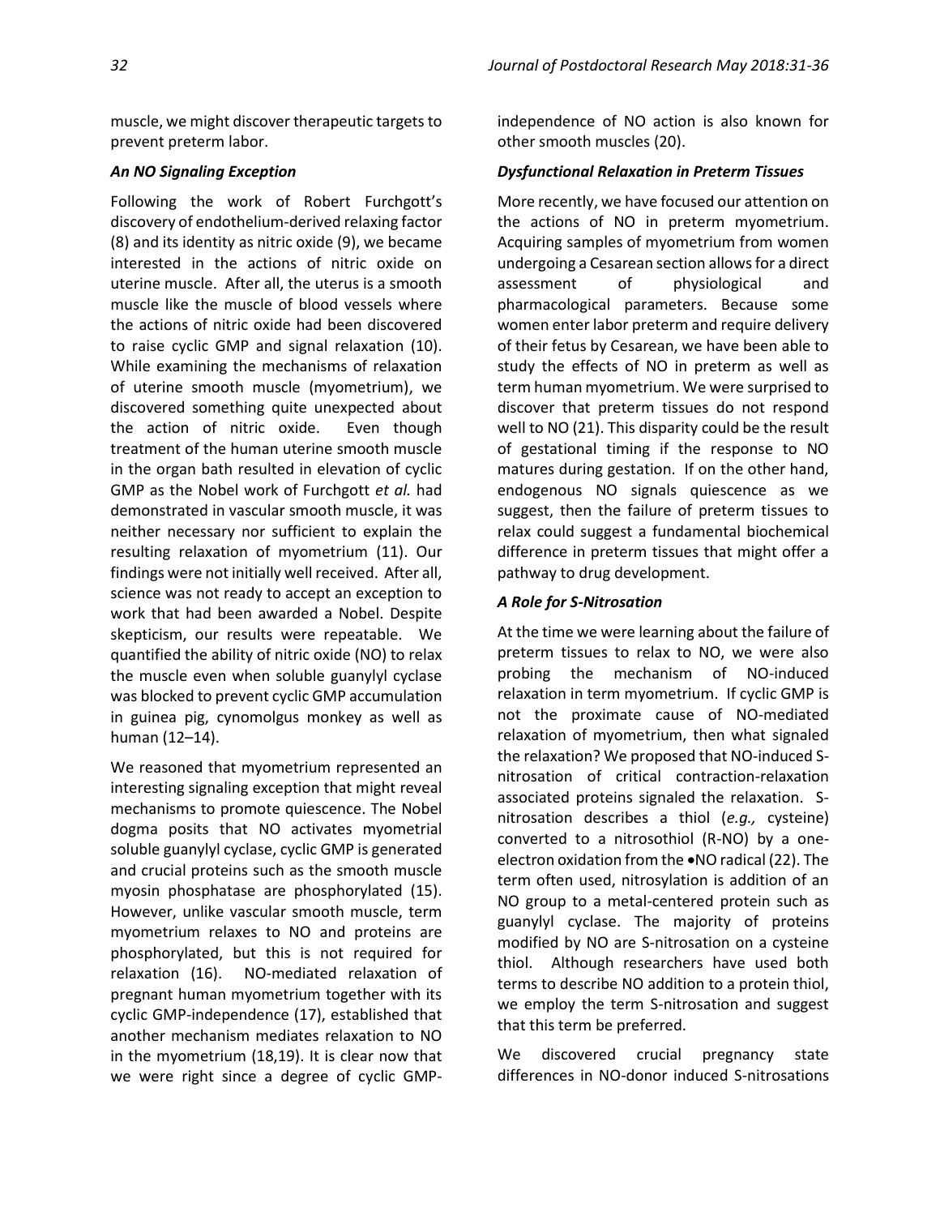muscle, we might discover therapeutic targets to prevent preterm labor.

### *An NO Signaling Exception*

Following the work of Robert Furchgott's discovery of endothelium-derived relaxing factor (8) and its identity as nitric oxide (9), we became interested in the actions of nitric oxide on uterine muscle. After all, the uterus is a smooth muscle like the muscle of blood vessels where the actions of nitric oxide had been discovered to raise cyclic GMP and signal relaxation (10). While examining the mechanisms of relaxation of uterine smooth muscle (myometrium), we discovered something quite unexpected about the action of nitric oxide. Even though treatment of the human uterine smooth muscle in the organ bath resulted in elevation of cyclic GMP as the Nobel work of Furchgott *et al.* had demonstrated in vascular smooth muscle, it was neither necessary nor sufficient to explain the resulting relaxation of myometrium (11). Our findings were not initially well received. After all, science was not ready to accept an exception to work that had been awarded a Nobel. Despite skepticism, our results were repeatable. We quantified the ability of nitric oxide (NO) to relax the muscle even when soluble guanylyl cyclase was blocked to prevent cyclic GMP accumulation in guinea pig, cynomolgus monkey as well as human (12–14).

We reasoned that myometrium represented an interesting signaling exception that might reveal mechanisms to promote quiescence. The Nobel dogma posits that NO activates myometrial soluble guanylyl cyclase, cyclic GMP is generated and crucial proteins such as the smooth muscle myosin phosphatase are phosphorylated (15). However, unlike vascular smooth muscle, term myometrium relaxes to NO and proteins are phosphorylated, but this is not required for relaxation (16). NO-mediated relaxation of pregnant human myometrium together with its cyclic GMP-independence (17), established that another mechanism mediates relaxation to NO in the myometrium (18,19). It is clear now that we were right since a degree of cyclic GMP-independence of NO action is also known for other smooth muscles (20).

### *Dysfunctional Relaxation in Preterm Tissues*

More recently, we have focused our attention on the actions of NO in preterm myometrium. Acquiring samples of myometrium from women undergoing a Cesarean section allows for a direct assessment of physiological and pharmacological parameters. Because some women enter labor preterm and require delivery of their fetus by Cesarean, we have been able to study the effects of NO in preterm as well as term human myometrium. We were surprised to discover that preterm tissues do not respond well to NO (21). This disparity could be the result of gestational timing if the response to NO matures during gestation. If on the other hand, endogenous NO signals quiescence as we suggest, then the failure of preterm tissues to relax could suggest a fundamental biochemical difference in preterm tissues that might offer a pathway to drug development.

### *A Role for S-Nitrosation*

At the time we were learning about the failure of preterm tissues to relax to NO, we were also probing the mechanism of NO-induced relaxation in term myometrium. If cyclic GMP is not the proximate cause of NO-mediated relaxation of myometrium, then what signaled the relaxation? We proposed that NO-induced S-nitrosation of critical contraction-relaxation associated proteins signaled the relaxation. S-nitrosation describes a thiol (*e.g.,* cysteine) converted to a nitrosothiol (R-NO) by a one-electron oxidation from the •NO radical (22). The term often used, nitrosylation is addition of an NO group to a metal-centered protein such as guanylyl cyclase. The majority of proteins modified by NO are S-nitrosation on a cysteine thiol. Although researchers have used both terms to describe NO addition to a protein thiol, we employ the term S-nitrosation and suggest that this term be preferred.

We discovered crucial pregnancy state differences in NO-donor induced S-nitrosations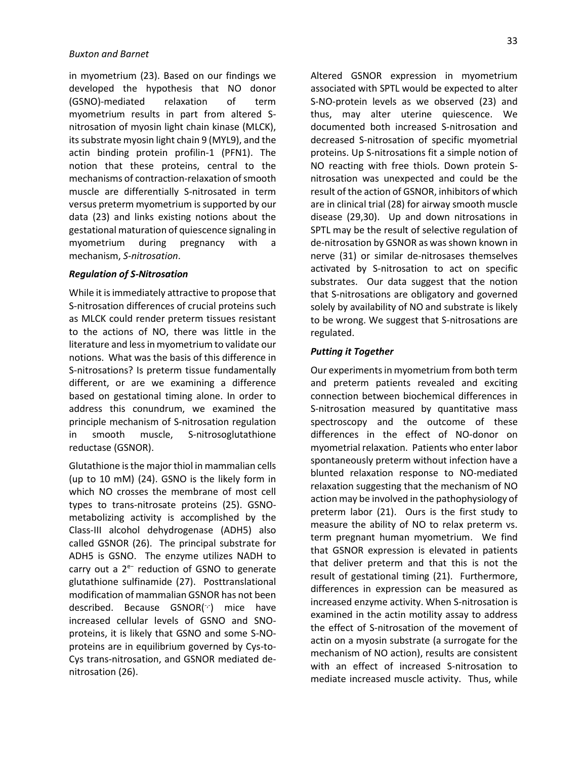in myometrium (23). Based on our findings we developed the hypothesis that NO donor (GSNO)-mediated relaxation of term myometrium results in part from altered S-nitrosation of myosin light chain kinase (MLCK), its substrate myosin light chain 9 (MYL9), and the actin binding protein profilin-1 (PFN1). The notion that these proteins, central to the mechanisms of contraction-relaxation of smooth muscle are differentially S-nitrosated in term versus preterm myometrium is supported by our data (23) and links existing notions about the gestational maturation of quiescence signaling in myometrium during pregnancy with a mechanism, *S-nitrosation*.

### *Regulation of S-Nitrosation*

While it is immediately attractive to propose that S-nitrosation differences of crucial proteins such as MLCK could render preterm tissues resistant to the actions of NO, there was little in the literature and less in myometrium to validate our notions. What was the basis of this difference in S-nitrosations? Is preterm tissue fundamentally different, or are we examining a difference based on gestational timing alone. In order to address this conundrum, we examined the principle mechanism of S-nitrosation regulation in smooth muscle, S-nitrosoglutathione reductase (GSNOR).

Glutathione is the major thiol in mammalian cells (up to 10 mM) (24). GSNO is the likely form in which NO crosses the membrane of most cell types to trans-nitrosate proteins (25). GSNO-metabolizing activity is accomplished by the Class-III alcohol dehydrogenase (ADH5) also called GSNOR (26). The principal substrate for ADH5 is GSNO. The enzyme utilizes NADH to carry out a $2^{e-}$ reduction of GSNO to generate glutathione sulfinamide (27). Posttranslational modification of mammalian GSNOR has not been described. Because GSNOR($^{-/-}$) mice have increased cellular levels of GSNO and SNO-proteins, it is likely that GSNO and some S-NO-proteins are in equilibrium governed by Cys-to-Cys trans-nitrosation, and GSNOR mediated de-nitrosation (26).

Altered GSNOR expression in myometrium associated with SPTL would be expected to alter S-NO-protein levels as we observed (23) and thus, may alter uterine quiescence. We documented both increased S-nitrosation and decreased S-nitrosation of specific myometrial proteins. Up S-nitrosations fit a simple notion of NO reacting with free thiols. Down protein S-nitrosation was unexpected and could be the result of the action of GSNOR, inhibitors of which are in clinical trial (28) for airway smooth muscle disease (29,30). Up and down nitrosations in SPTL may be the result of selective regulation of de-nitrosation by GSNOR as was shown known in nerve (31) or similar de-nitrosases themselves activated by S-nitrosation to act on specific substrates. Our data suggest that the notion that S-nitrosations are obligatory and governed solely by availability of NO and substrate is likely to be wrong. We suggest that S-nitrosations are regulated.

### *Putting it Together*

Our experiments in myometrium from both term and preterm patients revealed and exciting connection between biochemical differences in S-nitrosation measured by quantitative mass spectroscopy and the outcome of these differences in the effect of NO-donor on myometrial relaxation. Patients who enter labor spontaneously preterm without infection have a blunted relaxation response to NO-mediated relaxation suggesting that the mechanism of NO action may be involved in the pathophysiology of preterm labor (21). Ours is the first study to measure the ability of NO to relax preterm vs. term pregnant human myometrium. We find that GSNOR expression is elevated in patients that deliver preterm and that this is not the result of gestational timing (21). Furthermore, differences in expression can be measured as increased enzyme activity. When S-nitrosation is examined in the actin motility assay to address the effect of S-nitrosation of the movement of actin on a myosin substrate (a surrogate for the mechanism of NO action), results are consistent with an effect of increased S-nitrosation to mediate increased muscle activity. Thus, while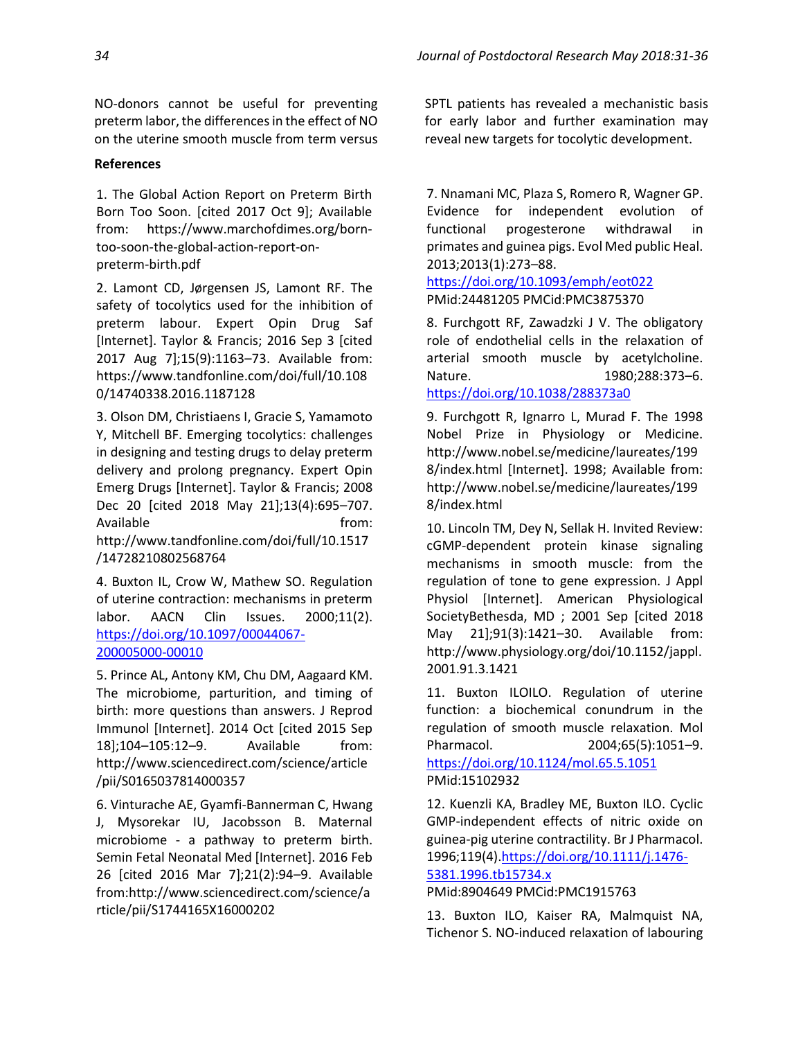NO-donors cannot be useful for preventing preterm labor, the differences in the effect of NO on the uterine smooth muscle from term versus SPTL patients has revealed a mechanistic basis for early labor and further examination may reveal new targets for tocolytic development.

**References**

1. The Global Action Report on Preterm Birth Born Too Soon. [cited 2017 Oct 9]; Available from: https://www.marchofdimes.org/born-too-soon-the-global-action-report-on-preterm-birth.pdf

2. Lamont CD, Jørgensen JS, Lamont RF. The safety of tocolytics used for the inhibition of preterm labour. Expert Opin Drug Saf [Internet]. Taylor & Francis; 2016 Sep 3 [cited 2017 Aug 7];15(9):1163–73. Available from: https://www.tandfonline.com/doi/full/10.1080/14740338.2016.1187128

3. Olson DM, Christiaens I, Gracie S, Yamamoto Y, Mitchell BF. Emerging tocolytics: challenges in designing and testing drugs to delay preterm delivery and prolong pregnancy. Expert Opin Emerg Drugs [Internet]. Taylor & Francis; 2008 Dec 20 [cited 2018 May 21];13(4):695–707. Available from: http://www.tandfonline.com/doi/full/10.1517/14728210802568764

4. Buxton IL, Crow W, Mathew SO. Regulation of uterine contraction: mechanisms in preterm labor. AACN Clin Issues. 2000;11(2). https://doi.org/10.1097/00044067-200005000-00010

5. Prince AL, Antony KM, Chu DM, Aagaard KM. The microbiome, parturition, and timing of birth: more questions than answers. J Reprod Immunol [Internet]. 2014 Oct [cited 2015 Sep 18];104–105:12–9. Available from: http://www.sciencedirect.com/science/article/pii/S0165037814000357

6. Vinturache AE, Gyamfi-Bannerman C, Hwang J, Mysorekar IU, Jacobsson B. Maternal microbiome - a pathway to preterm birth. Semin Fetal Neonatal Med [Internet]. 2016 Feb 26 [cited 2016 Mar 7];21(2):94–9. Available from:http://www.sciencedirect.com/science/article/pii/S1744165X16000202

7. Nnamani MC, Plaza S, Romero R, Wagner GP. Evidence for independent evolution of functional progesterone withdrawal in primates and guinea pigs. Evol Med public Heal. 2013;2013(1):273–88. https://doi.org/10.1093/emph/eot022 PMid:24481205 PMCid:PMC3875370

8. Furchgott RF, Zawadzki J V. The obligatory role of endothelial cells in the relaxation of arterial smooth muscle by acetylcholine. Nature. 1980;288:373–6. https://doi.org/10.1038/288373a0

9. Furchgott R, Ignarro L, Murad F. The 1998 Nobel Prize in Physiology or Medicine. http://www.nobel.se/medicine/laureates/1998/index.html [Internet]. 1998; Available from: http://www.nobel.se/medicine/laureates/1998/index.html

10. Lincoln TM, Dey N, Sellak H. Invited Review: cGMP-dependent protein kinase signaling mechanisms in smooth muscle: from the regulation of tone to gene expression. J Appl Physiol [Internet]. American Physiological SocietyBethesda, MD ; 2001 Sep [cited 2018 May 21];91(3):1421–30. Available from: http://www.physiology.org/doi/10.1152/jappl.2001.91.3.1421

11. Buxton ILOILO. Regulation of uterine function: a biochemical conundrum in the regulation of smooth muscle relaxation. Mol Pharmacol. 2004;65(5):1051–9. https://doi.org/10.1124/mol.65.5.1051 PMid:15102932

12. Kuenzli KA, Bradley ME, Buxton ILO. Cyclic GMP-independent effects of nitric oxide on guinea-pig uterine contractility. Br J Pharmacol. 1996;119(4).https://doi.org/10.1111/j.1476-5381.1996.tb15734.x PMid:8904649 PMCid:PMC1915763

13. Buxton ILO, Kaiser RA, Malmquist NA, Tichenor S. NO-induced relaxation of labouring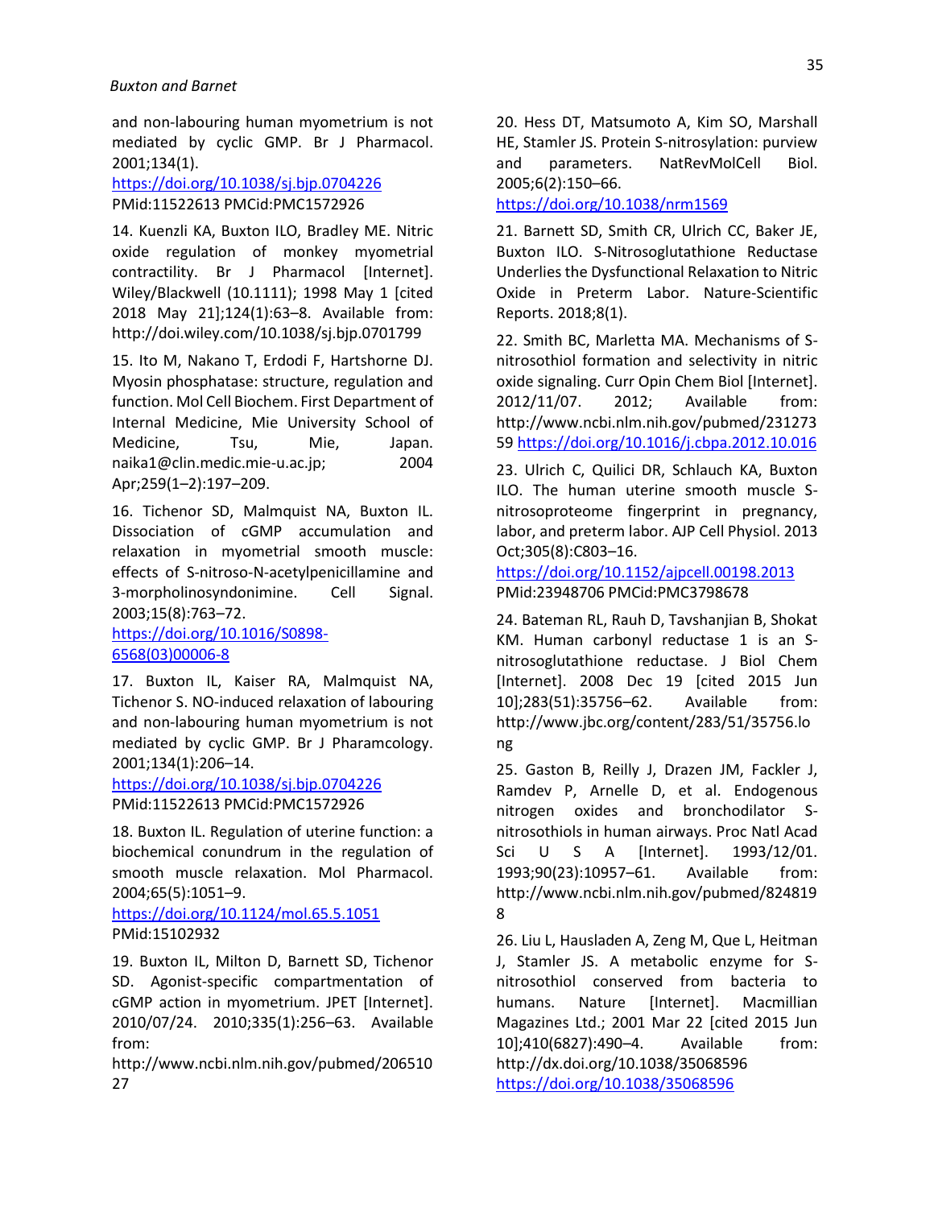and non-labouring human myometrium is not mediated by cyclic GMP. Br J Pharmacol. 2001;134(1).
https://doi.org/10.1038/sj.bjp.0704226
PMid:11522613 PMCid:PMC1572926

14. Kuenzli KA, Buxton ILO, Bradley ME. Nitric oxide regulation of monkey myometrial contractility. Br J Pharmacol [Internet]. Wiley/Blackwell (10.1111); 1998 May 1 [cited 2018 May 21];124(1):63–8. Available from: http://doi.wiley.com/10.1038/sj.bjp.0701799

15. Ito M, Nakano T, Erdodi F, Hartshorne DJ. Myosin phosphatase: structure, regulation and function. Mol Cell Biochem. First Department of Internal Medicine, Mie University School of Medicine, Tsu, Mie, Japan. naika1@clin.medic.mie-u.ac.jp; 2004 Apr;259(1–2):197–209.

16. Tichenor SD, Malmquist NA, Buxton IL. Dissociation of cGMP accumulation and relaxation in myometrial smooth muscle: effects of S-nitroso-N-acetylpenicillamine and 3-morpholinosyndonimine. Cell Signal. 2003;15(8):763–72.
https://doi.org/10.1016/S0898-6568(03)00006-8

17. Buxton IL, Kaiser RA, Malmquist NA, Tichenor S. NO-induced relaxation of labouring and non-labouring human myometrium is not mediated by cyclic GMP. Br J Pharamcology. 2001;134(1):206–14.
https://doi.org/10.1038/sj.bjp.0704226
PMid:11522613 PMCid:PMC1572926

18. Buxton IL. Regulation of uterine function: a biochemical conundrum in the regulation of smooth muscle relaxation. Mol Pharmacol. 2004;65(5):1051–9.
https://doi.org/10.1124/mol.65.5.1051
PMid:15102932

19. Buxton IL, Milton D, Barnett SD, Tichenor SD. Agonist-specific compartmentation of cGMP action in myometrium. JPET [Internet]. 2010/07/24. 2010;335(1):256–63. Available from: http://www.ncbi.nlm.nih.gov/pubmed/20651027

20. Hess DT, Matsumoto A, Kim SO, Marshall HE, Stamler JS. Protein S-nitrosylation: purview and parameters. NatRevMolCell Biol. 2005;6(2):150–66.
https://doi.org/10.1038/nrm1569

21. Barnett SD, Smith CR, Ulrich CC, Baker JE, Buxton ILO. S-Nitrosoglutathione Reductase Underlies the Dysfunctional Relaxation to Nitric Oxide in Preterm Labor. Nature-Scientific Reports. 2018;8(1).

22. Smith BC, Marletta MA. Mechanisms of S-nitrosothiol formation and selectivity in nitric oxide signaling. Curr Opin Chem Biol [Internet]. 2012/11/07. 2012; Available from: http://www.ncbi.nlm.nih.gov/pubmed/23127359 https://doi.org/10.1016/j.cbpa.2012.10.016

23. Ulrich C, Quilici DR, Schlauch KA, Buxton ILO. The human uterine smooth muscle S-nitrosoproteome fingerprint in pregnancy, labor, and preterm labor. AJP Cell Physiol. 2013 Oct;305(8):C803–16.
https://doi.org/10.1152/ajpcell.00198.2013
PMid:23948706 PMCid:PMC3798678

24. Bateman RL, Rauh D, Tavshanjian B, Shokat KM. Human carbonyl reductase 1 is an S-nitrosoglutathione reductase. J Biol Chem [Internet]. 2008 Dec 19 [cited 2015 Jun 10];283(51):35756–62. Available from: http://www.jbc.org/content/283/51/35756.long

25. Gaston B, Reilly J, Drazen JM, Fackler J, Ramdev P, Arnelle D, et al. Endogenous nitrogen oxides and bronchodilator S-nitrosothiols in human airways. Proc Natl Acad Sci U S A [Internet]. 1993/12/01. 1993;90(23):10957–61. Available from: http://www.ncbi.nlm.nih.gov/pubmed/8248198

26. Liu L, Hausladen A, Zeng M, Que L, Heitman J, Stamler JS. A metabolic enzyme for S-nitrosothiol conserved from bacteria to humans. Nature [Internet]. Macmillian Magazines Ltd.; 2001 Mar 22 [cited 2015 Jun 10];410(6827):490–4. Available from: http://dx.doi.org/10.1038/35068596
https://doi.org/10.1038/35068596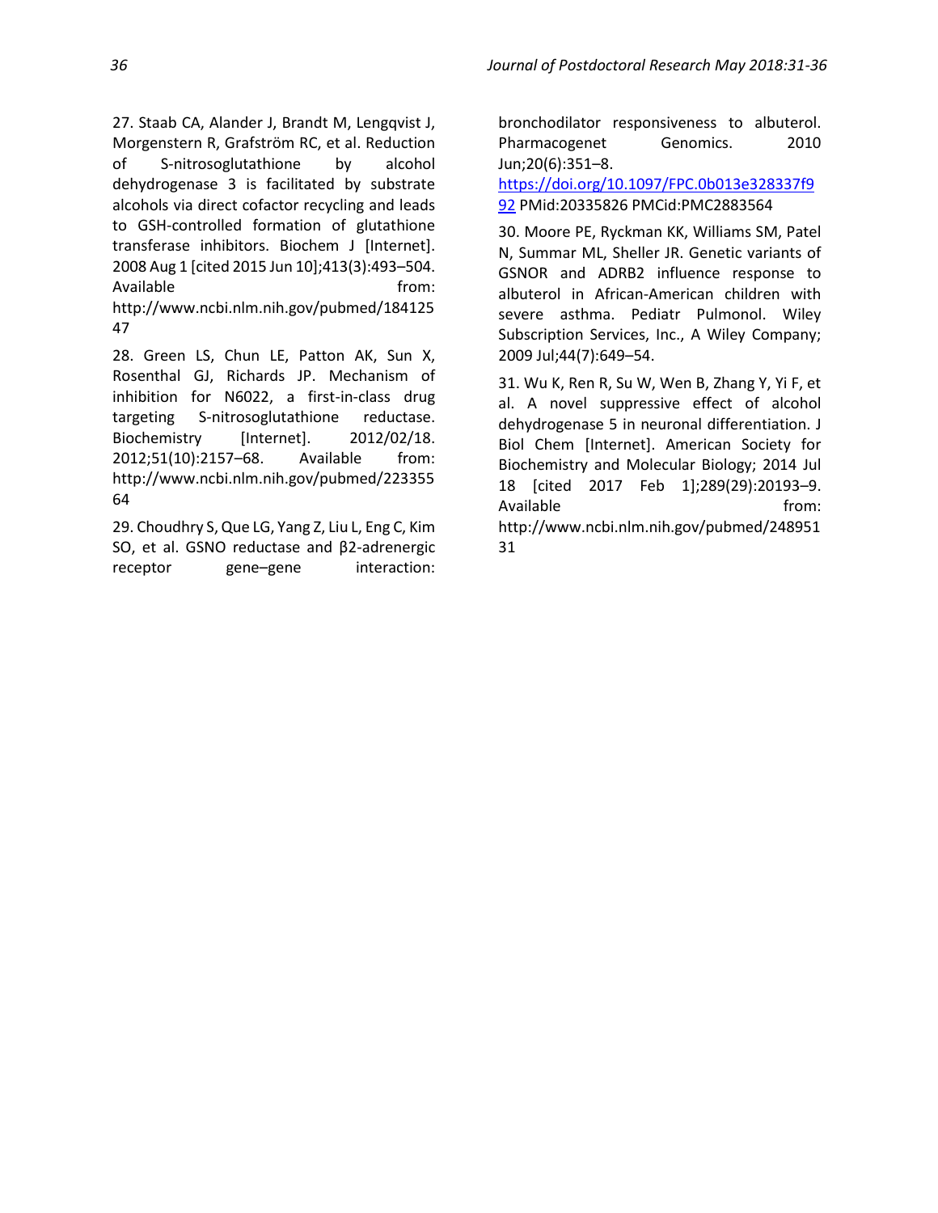27. Staab CA, Alander J, Brandt M, Lengqvist J, Morgenstern R, Grafström RC, et al. Reduction of S-nitrosoglutathione by alcohol dehydrogenase 3 is facilitated by substrate alcohols via direct cofactor recycling and leads to GSH-controlled formation of glutathione transferase inhibitors. Biochem J [Internet]. 2008 Aug 1 [cited 2015 Jun 10];413(3):493–504. Available from: http://www.ncbi.nlm.nih.gov/pubmed/18412547

28. Green LS, Chun LE, Patton AK, Sun X, Rosenthal GJ, Richards JP. Mechanism of inhibition for N6022, a first-in-class drug targeting S-nitrosoglutathione reductase. Biochemistry [Internet]. 2012/02/18. 2012;51(10):2157–68. Available from: http://www.ncbi.nlm.nih.gov/pubmed/22335564

29. Choudhry S, Que LG, Yang Z, Liu L, Eng C, Kim SO, et al. GSNO reductase and β2-adrenergic receptor gene–gene interaction: bronchodilator responsiveness to albuterol. Pharmacogenet Genomics. 2010 Jun;20(6):351–8. https://doi.org/10.1097/FPC.0b013e328337f992 PMid:20335826 PMCid:PMC2883564

30. Moore PE, Ryckman KK, Williams SM, Patel N, Summar ML, Sheller JR. Genetic variants of GSNOR and ADRB2 influence response to albuterol in African-American children with severe asthma. Pediatr Pulmonol. Wiley Subscription Services, Inc., A Wiley Company; 2009 Jul;44(7):649–54.

31. Wu K, Ren R, Su W, Wen B, Zhang Y, Yi F, et al. A novel suppressive effect of alcohol dehydrogenase 5 in neuronal differentiation. J Biol Chem [Internet]. American Society for Biochemistry and Molecular Biology; 2014 Jul 18 [cited 2017 Feb 1];289(29):20193–9. Available from: http://www.ncbi.nlm.nih.gov/pubmed/24895131